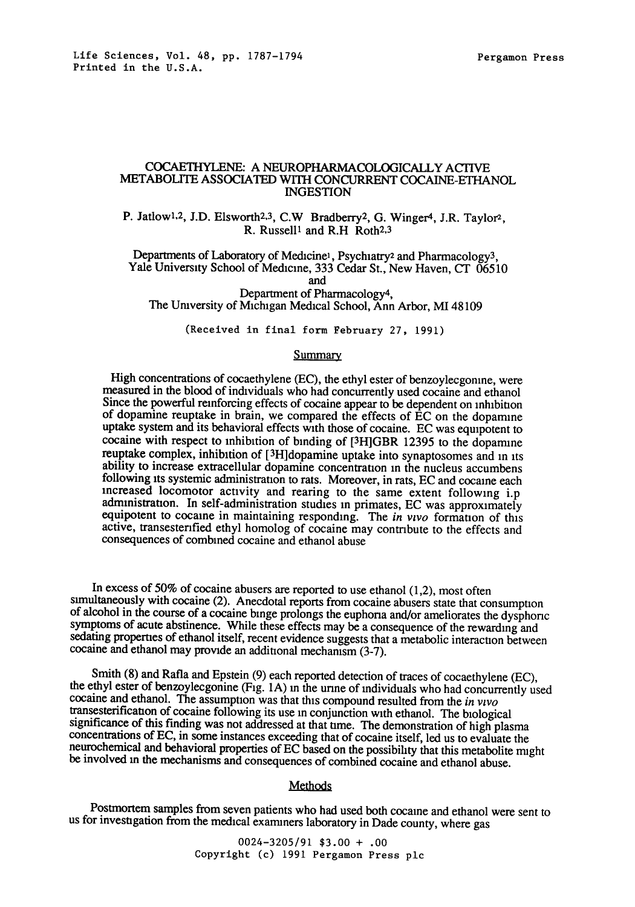# COCAETHYLENE: A NEUROPHARMACOLOGICALLY ACTIVE METABOLITE ASSOCIATED WITH CONCURRENT COCAINE-ETHANOL INGESTION

P. Jatlow[1,2], J.D. Elsworth[2,3], C.W Bradberry[2], G. Winger[4], J.R. Taylor[2], R. Russell[1] and R.H Roth[2,3]

Departments of Laboratory of Medicine[1], Psychiatry[2] and Pharmacology[3], Yale University School of Medicine, 333 Cedar St., New Haven, CT 06510
and
Department of Pharmacology[4], The University of Michigan Medical School, Ann Arbor, MI 48109

(Received in final form February 27, 1991)

## Summary

High concentrations of cocaethylene (EC), the ethyl ester of benzoylecgonine, were measured in the blood of individuals who had concurrently used cocaine and ethanol Since the powerful reinforcing effects of cocaine appear to be dependent on inhibition of dopamine reuptake in brain, we compared the effects of EC on the dopamine uptake system and its behavioral effects with those of cocaine. EC was equipotent to cocaine with respect to inhibition of binding of [$^3$H]GBR 12395 to the dopamine reuptake complex, inhibition of [$^3$H]dopamine uptake into synaptosomes and in its ability to increase extracellular dopamine concentration in the nucleus accumbens following its systemic administration to rats. Moreover, in rats, EC and cocaine each increased locomotor activity and rearing to the same extent following i.p administration. In self-administration studies in primates, EC was approximately equipotent to cocaine in maintaining responding. The *in vivo* formation of this active, transesterified ethyl homolog of cocaine may contribute to the effects and consequences of combined cocaine and ethanol abuse

In excess of 50% of cocaine abusers are reported to use ethanol (1,2), most often simultaneously with cocaine (2). Anecdotal reports from cocaine abusers state that consumption of alcohol in the course of a cocaine binge prolongs the euphoria and/or ameliorates the dysphoric symptoms of acute abstinence. While these effects may be a consequence of the rewarding and sedating properties of ethanol itself, recent evidence suggests that a metabolic interaction between cocaine and ethanol may provide an additional mechanism (3-7).

Smith (8) and Rafla and Epstein (9) each reported detection of traces of cocaethylene (EC), the ethyl ester of benzoylecgonine (Fig. 1A) in the urine of individuals who had concurrently used cocaine and ethanol. The assumption was that this compound resulted from the *in vivo* transesterification of cocaine following its use in conjunction with ethanol. The biological significance of this finding was not addressed at that time. The demonstration of high plasma concentrations of EC, in some instances exceeding that of cocaine itself, led us to evaluate the neurochemical and behavioral properties of EC based on the possibility that this metabolite might be involved in the mechanisms and consequences of combined cocaine and ethanol abuse.

## Methods

Postmortem samples from seven patients who had used both cocaine and ethanol were sent to us for investigation from the medical examiners laboratory in Dade county, where gas

0024-3205/91 $3.00 + .00
Copyright (c) 1991 Pergamon Press plc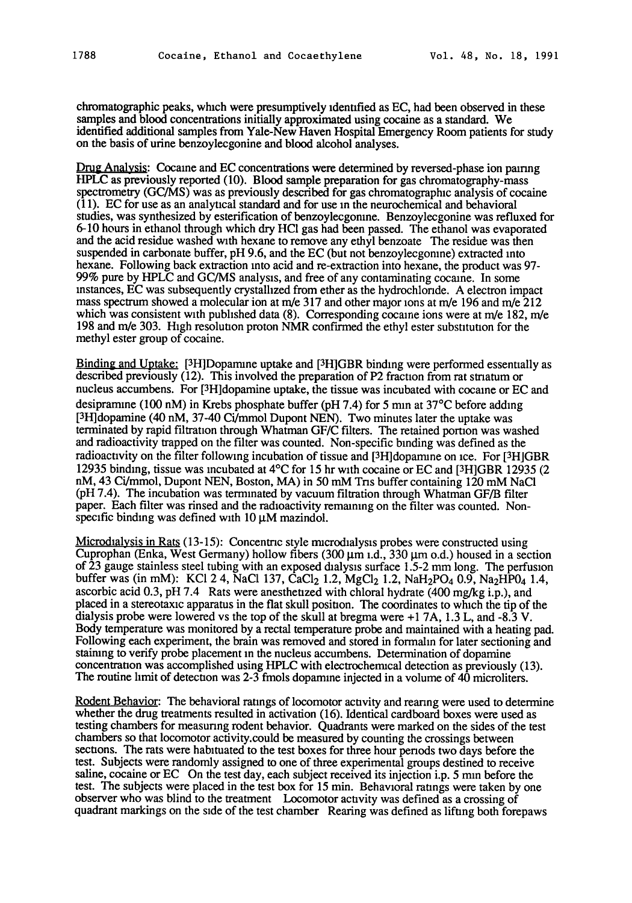chromatographic peaks, which were presumptively identified as EC, had been observed in these samples and blood concentrations initially approximated using cocaine as a standard. We identified additional samples from Yale-New Haven Hospital Emergency Room patients for study on the basis of urine benzoylecgonine and blood alcohol analyses.

Drug Analysis: Cocaine and EC concentrations were determined by reversed-phase ion pairing HPLC as previously reported (10). Blood sample preparation for gas chromatography-mass spectrometry (GC/MS) was as previously described for gas chromatographic analysis of cocaine (11). EC for use as an analytical standard and for use in the neurochemical and behavioral studies, was synthesized by esterification of benzoylecgonine. Benzoylecgonine was refluxed for 6-10 hours in ethanol through which dry HCl gas had been passed. The ethanol was evaporated and the acid residue washed with hexane to remove any ethyl benzoate The residue was then suspended in carbonate buffer, pH 9.6, and the EC (but not benzoylecgonine) extracted into hexane. Following back extraction into acid and re-extraction into hexane, the product was 97-99% pure by HPLC and GC/MS analysis, and free of any contaminating cocaine. In some instances, EC was subsequently crystallized from ether as the hydrochloride. A electron impact mass spectrum showed a molecular ion at m/e 317 and other major ions at m/e 196 and m/e 212 which was consistent with published data (8). Corresponding cocaine ions were at m/e 182, m/e 198 and m/e 303. High resolution proton NMR confirmed the ethyl ester substitution for the methyl ester group of cocaine.

Binding and Uptake: [3H]Dopamine uptake and [3H]GBR binding were performed essentially as described previously (12). This involved the preparation of P2 fraction from rat striatum or nucleus accumbens. For [3H]dopamine uptake, the tissue was incubated with cocaine or EC and desipramine (100 nM) in Krebs phosphate buffer (pH 7.4) for 5 min at 37°C before adding [3H]dopamine (40 nM, 37-40 Ci/mmol Dupont NEN). Two minutes later the uptake was terminated by rapid filtration through Whatman GF/C filters. The retained portion was washed and radioactivity trapped on the filter was counted. Non-specific binding was defined as the radioactivity on the filter following incubation of tissue and [3H]dopamine on ice. For [3H]GBR 12935 binding, tissue was incubated at 4°C for 15 hr with cocaine or EC and [3H]GBR 12935 (2 nM, 43 Ci/mmol, Dupont NEN, Boston, MA) in 50 mM Tris buffer containing 120 mM NaCl (pH 7.4). The incubation was terminated by vacuum filtration through Whatman GF/B filter paper. Each filter was rinsed and the radioactivity remaining on the filter was counted. Non-specific binding was defined with 10 μM mazindol.

Microdialysis in Rats (13-15): Concentric style microdialysis probes were constructed using Cuprophan (Enka, West Germany) hollow fibers (300 μm i.d., 330 μm o.d.) housed in a section of 23 gauge stainless steel tubing with an exposed dialysis surface 1.5-2 mm long. The perfusion buffer was (in mM): KCl 2 4, NaCl 137, $CaCl_2$ 1.2, $MgCl_2$ 1.2, $NaH_2PO_4$ 0.9, $Na_2HPO_4$ 1.4, ascorbic acid 0.3, pH 7.4 Rats were anesthetized with chloral hydrate (400 mg/kg i.p.), and placed in a stereotaxic apparatus in the flat skull position. The coordinates to which the tip of the dialysis probe were lowered vs the top of the skull at bregma were +1 7A, 1.3 L, and -8.3 V. Body temperature was monitored by a rectal temperature probe and maintained with a heating pad. Following each experiment, the brain was removed and stored in formalin for later sectioning and staining to verify probe placement in the nucleus accumbens. Determination of dopamine concentration was accomplished using HPLC with electrochemical detection as previously (13). The routine limit of detection was 2-3 fmols dopamine injected in a volume of 40 microliters.

Rodent Behavior: The behavioral ratings of locomotor activity and rearing were used to determine whether the drug treatments resulted in activation (16). Identical cardboard boxes were used as testing chambers for measuring rodent behavior. Quadrants were marked on the sides of the test chambers so that locomotor activity could be measured by counting the crossings between sections. The rats were habituated to the test boxes for three hour periods two days before the test. Subjects were randomly assigned to one of three experimental groups destined to receive saline, cocaine or EC On the test day, each subject received its injection i.p. 5 min before the test. The subjects were placed in the test box for 15 min. Behavioral ratings were taken by one observer who was blind to the treatment Locomotor activity was defined as a crossing of quadrant markings on the side of the test chamber Rearing was defined as lifting both forepaws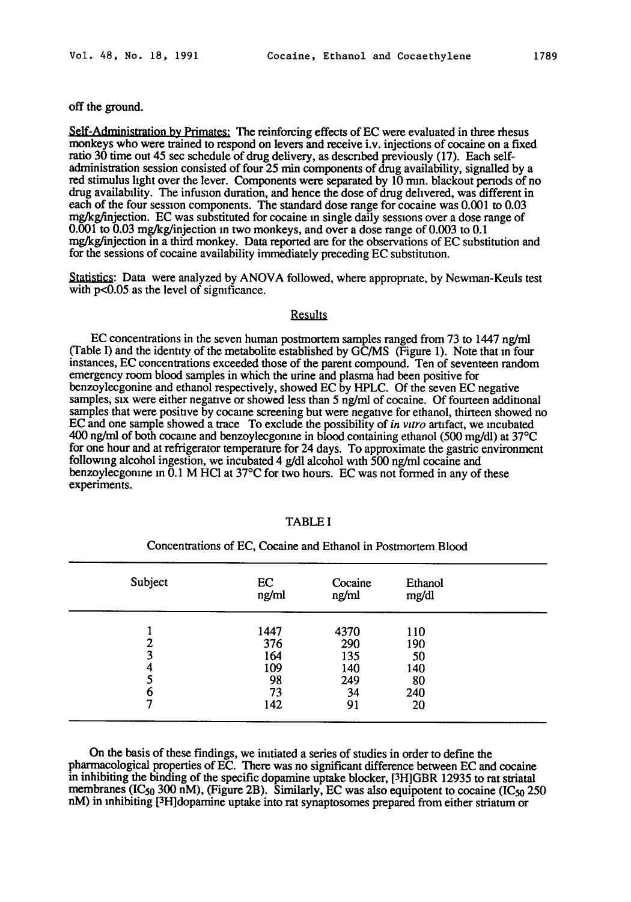off the ground.

Self-Administration by Primates: The reinforcing effects of EC were evaluated in three rhesus monkeys who were trained to respond on levers and receive i.v. injections of cocaine on a fixed ratio 30 time out 45 sec schedule of drug delivery, as described previously (17). Each self-administration session consisted of four 25 min components of drug availability, signalled by a red stimulus light over the lever. Components were separated by 10 min. blackout periods of no drug availability. The infusion duration, and hence the dose of drug delivered, was different in each of the four session components. The standard dose range for cocaine was 0.001 to 0.03 mg/kg/injection. EC was substituted for cocaine in single daily sessions over a dose range of 0.001 to 0.03 mg/kg/injection in two monkeys, and over a dose range of 0.003 to 0.1 mg/kg/injection in a third monkey. Data reported are for the observations of EC substitution and for the sessions of cocaine availability immediately preceding EC substitution.

Statistics: Data were analyzed by ANOVA followed, where appropriate, by Newman-Keuls test with $p<0.05$ as the level of significance.

## Results

EC concentrations in the seven human postmortem samples ranged from 73 to 1447 ng/ml (Table I) and the identity of the metabolite established by GC/MS (Figure 1). Note that in four instances, EC concentrations exceeded those of the parent compound. Ten of seventeen random emergency room blood samples in which the urine and plasma had been positive for benzoylecgonine and ethanol respectively, showed EC by HPLC. Of the seven EC negative samples, six were either negative or showed less than 5 ng/ml of cocaine. Of fourteen additional samples that were positive by cocaine screening but were negative for ethanol, thirteen showed no EC and one sample showed a trace. To exclude the possibility of *in vitro* artifact, we incubated 400 ng/ml of both cocaine and benzoylecgonine in blood containing ethanol (500 mg/dl) at 37°C for one hour and at refrigerator temperature for 24 days. To approximate the gastric environment following alcohol ingestion, we incubated 4 g/dl alcohol with 500 ng/ml cocaine and benzoylecgonine in 0.1 M HCl at 37°C for two hours. EC was not formed in any of these experiments.

TABLE I

Concentrations of EC, Cocaine and Ethanol in Postmortem Blood

| Subject | EC ng/ml | Cocaine ng/ml | Ethanol mg/dl |
|---|---|---|---|
| 1 | 1447 | 4370 | 110 |
| 2 | 376 | 290 | 190 |
| 3 | 164 | 135 | 50 |
| 4 | 109 | 140 | 140 |
| 5 | 98 | 249 | 80 |
| 6 | 73 | 34 | 240 |
| 7 | 142 | 91 | 20 |

On the basis of these findings, we initiated a series of studies in order to define the pharmacological properties of EC. There was no significant difference between EC and cocaine in inhibiting the binding of the specific dopamine uptake blocker, [$^3$H]GBR 12935 to rat striatal membranes ($IC_{50}$ 300 nM), (Figure 2B). Similarly, EC was also equipotent to cocaine ($IC_{50}$ 250 nM) in inhibiting [$^3$H]dopamine uptake into rat synaptosomes prepared from either striatum or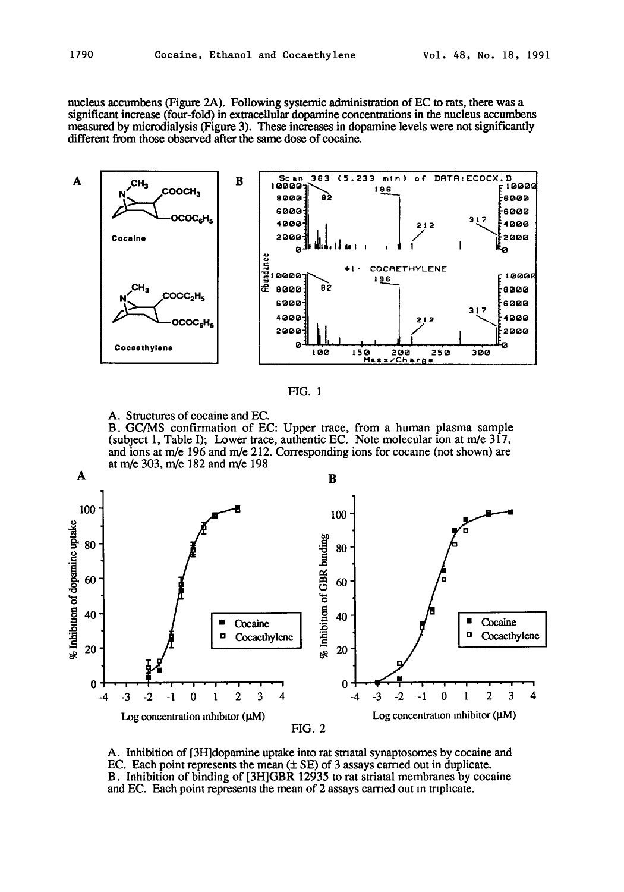nucleus accumbens (Figure 2A). Following systemic administration of EC to rats, there was a significant increase (four-fold) in extracellular dopamine concentrations in the nucleus accumbens measured by microdialysis (Figure 3). These increases in dopamine levels were not significantly different from those observed after the same dose of cocaine.

FIG. 1

A. Structures of cocaine and EC.

B. GC/MS confirmation of EC: Upper trace, from a human plasma sample (subject 1, Table I); Lower trace, authentic EC. Note molecular ion at m/e 317, and ions at m/e 196 and m/e 212. Corresponding ions for cocaine (not shown) are at m/e 303, m/e 182 and m/e 198

FIG. 2

A. Inhibition of [3H]dopamine uptake into rat striatal synaptosomes by cocaine and EC. Each point represents the mean (± SE) of 3 assays carried out in duplicate.

B. Inhibition of binding of [3H]GBR 12935 to rat striatal membranes by cocaine and EC. Each point represents the mean of 2 assays carried out in triplicate.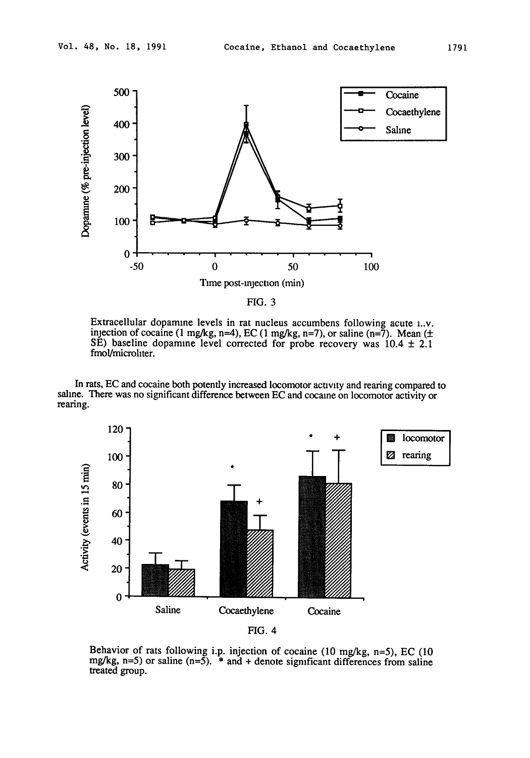FIG. 3

Extracellular dopamine levels in rat nucleus accumbens following acute i.v. injection of cocaine (1 mg/kg, n=4), EC (1 mg/kg, n=7), or saline (n=7). Mean (± SE) baseline dopamine level corrected for probe recovery was 10.4 ± 2.1 fmol/microliter.

In rats, EC and cocaine both potently increased locomotor activity and rearing compared to saline. There was no significant difference between EC and cocaine on locomotor activity or rearing.

FIG. 4

Behavior of rats following i.p. injection of cocaine (10 mg/kg, n=5), EC (10 mg/kg, n=5) or saline (n=5). * and + denote significant differences from saline treated group.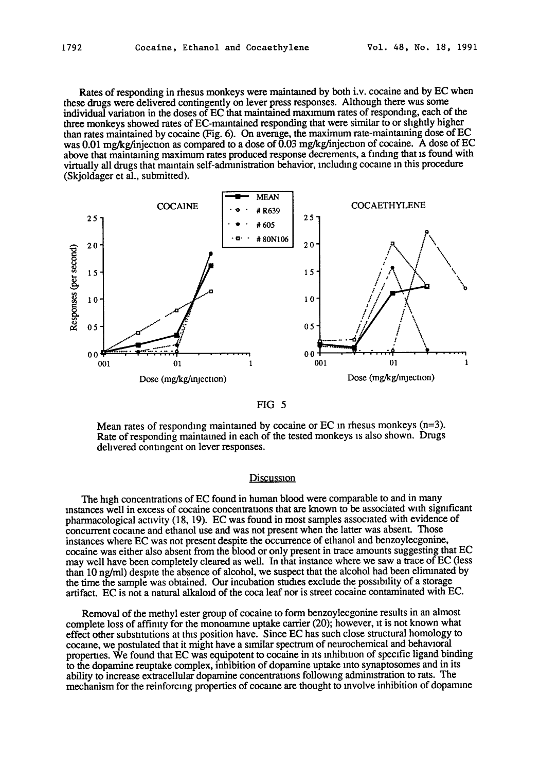Rates of responding in rhesus monkeys were maintained by both i.v. cocaine and by EC when these drugs were delivered contingently on lever press responses. Although there was some individual variation in the doses of EC that maintained maximum rates of responding, each of the three monkeys showed rates of EC-maintained responding that were similar to or slightly higher than rates maintained by cocaine (Fig. 6). On average, the maximum rate-maintaining dose of EC was 0.01 mg/kg/injection as compared to a dose of 0.03 mg/kg/injection of cocaine. A dose of EC above that maintaining maximum rates produced response decrements, a finding that is found with virtually all drugs that maintain self-administration behavior, including cocaine in this procedure (Skjoldager et al., submitted).

FIG 5

Mean rates of responding maintained by cocaine or EC in rhesus monkeys (n=3). Rate of responding maintained in each of the tested monkeys is also shown. Drugs delivered contingent on lever responses.

## Discussion

The high concentrations of EC found in human blood were comparable to and in many instances well in excess of cocaine concentrations that are known to be associated with significant pharmacological activity (18, 19). EC was found in most samples associated with evidence of concurrent cocaine and ethanol use and was not present when the latter was absent. Those instances where EC was not present despite the occurrence of ethanol and benzoylecgonine, cocaine was either also absent from the blood or only present in trace amounts suggesting that EC may well have been completely cleared as well. In that instance where we saw a trace of EC (less than 10 ng/ml) despite the absence of alcohol, we suspect that the alcohol had been eliminated by the time the sample was obtained. Our incubation studies exclude the possibility of a storage artifact. EC is not a natural alkaloid of the coca leaf nor is street cocaine contaminated with EC.

Removal of the methyl ester group of cocaine to form benzoylecgonine results in an almost complete loss of affinity for the monoamine uptake carrier (20); however, it is not known what effect other substitutions at this position have. Since EC has such close structural homology to cocaine, we postulated that it might have a similar spectrum of neurochemical and behavioral properties. We found that EC was equipotent to cocaine in its inhibition of specific ligand binding to the dopamine reuptake complex, inhibition of dopamine uptake into synaptosomes and in its ability to increase extracellular dopamine concentrations following administration to rats. The mechanism for the reinforcing properties of cocaine are thought to involve inhibition of dopamine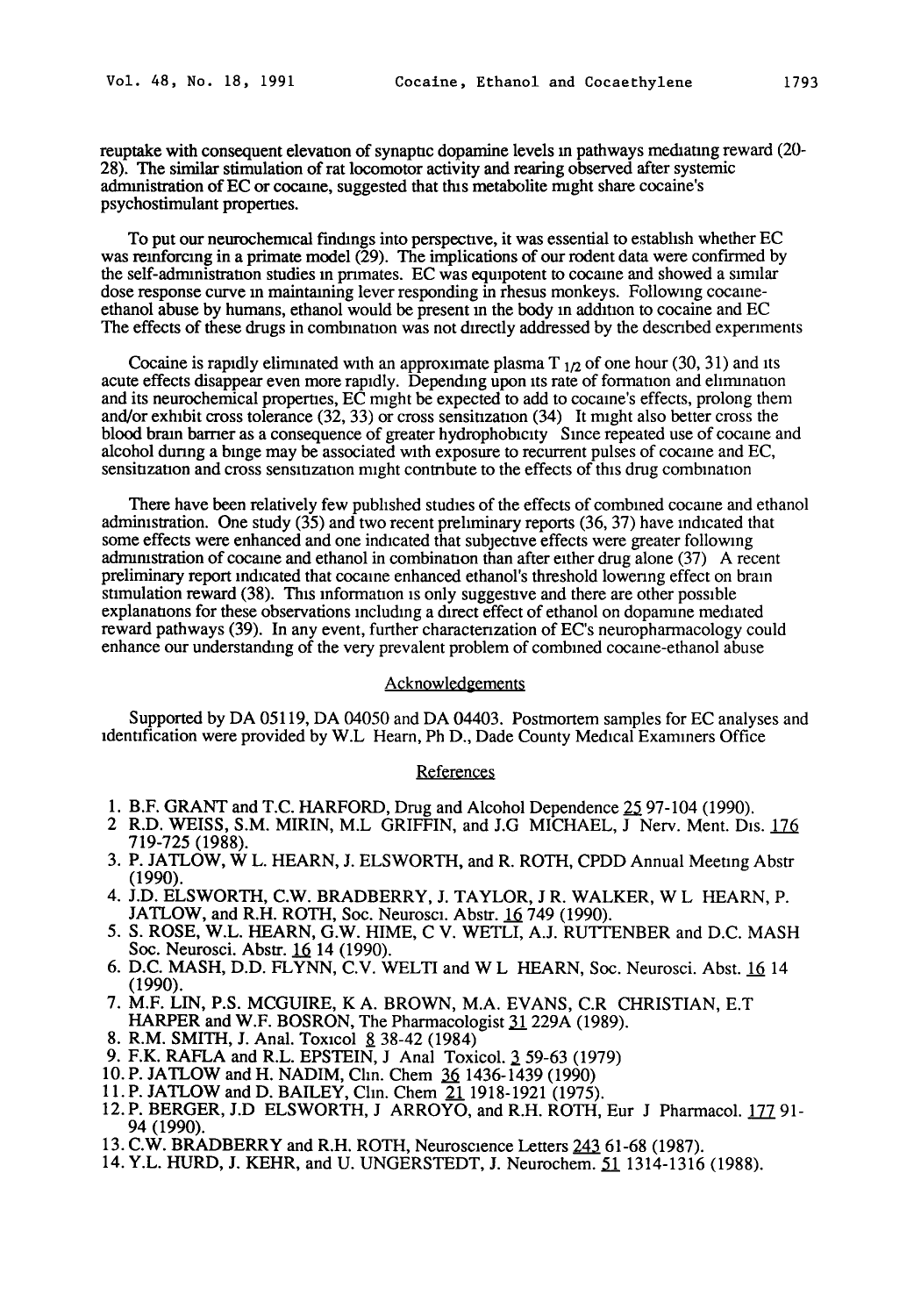reuptake with consequent elevation of synaptic dopamine levels in pathways mediating reward (20-28). The similar stimulation of rat locomotor activity and rearing observed after systemic administration of EC or cocaine, suggested that this metabolite might share cocaine's psychostimulant properties.

To put our neurochemical findings into perspective, it was essential to establish whether EC was reinforcing in a primate model (29). The implications of our rodent data were confirmed by the self-administration studies in primates. EC was equipotent to cocaine and showed a similar dose response curve in maintaining lever responding in rhesus monkeys. Following cocaine-ethanol abuse by humans, ethanol would be present in the body in addition to cocaine and EC The effects of these drugs in combination was not directly addressed by the described experiments

Cocaine is rapidly eliminated with an approximate plasma $T_{1/2}$ of one hour (30, 31) and its acute effects disappear even more rapidly. Depending upon its rate of formation and elimination and its neurochemical properties, EC might be expected to add to cocaine's effects, prolong them and/or exhibit cross tolerance (32, 33) or cross sensitization (34) It might also better cross the blood brain barrier as a consequence of greater hydrophobicity Since repeated use of cocaine and alcohol during a binge may be associated with exposure to recurrent pulses of cocaine and EC, sensitization and cross sensitization might contribute to the effects of this drug combination

There have been relatively few published studies of the effects of combined cocaine and ethanol administration. One study (35) and two recent preliminary reports (36, 37) have indicated that some effects were enhanced and one indicated that subjective effects were greater following administration of cocaine and ethanol in combination than after either drug alone (37) A recent preliminary report indicated that cocaine enhanced ethanol's threshold lowering effect on brain stimulation reward (38). This information is only suggestive and there are other possible explanations for these observations including a direct effect of ethanol on dopamine mediated reward pathways (39). In any event, further characterization of EC's neuropharmacology could enhance our understanding of the very prevalent problem of combined cocaine-ethanol abuse

## Acknowledgements

Supported by DA 05119, DA 04050 and DA 04403. Postmortem samples for EC analyses and identification were provided by W.L Hearn, Ph D., Dade County Medical Examiners Office

## References

1. B.F. GRANT and T.C. HARFORD, Drug and Alcohol Dependence 25 97-104 (1990).
2. R.D. WEISS, S.M. MIRIN, M.L GRIFFIN, and J.G MICHAEL, J Nerv. Ment. Dis. 176 719-725 (1988).
3. P. JATLOW, W L. HEARN, J. ELSWORTH, and R. ROTH, CPDD Annual Meeting Abstr (1990).
4. J.D. ELSWORTH, C.W. BRADBERRY, J. TAYLOR, J R. WALKER, W L HEARN, P. JATLOW, and R.H. ROTH, Soc. Neurosci. Abstr. 16 749 (1990).
5. S. ROSE, W.L. HEARN, G.W. HIME, C V. WETLI, A.J. RUTTENBER and D.C. MASH Soc. Neurosci. Abstr. 16 14 (1990).
6. D.C. MASH, D.D. FLYNN, C.V. WELTI and W L HEARN, Soc. Neurosci. Abst. 16 14 (1990).
7. M.F. LIN, P.S. MCGUIRE, K A. BROWN, M.A. EVANS, C.R CHRISTIAN, E.T HARPER and W.F. BOSRON, The Pharmacologist 31 229A (1989).
8. R.M. SMITH, J. Anal. Toxicol 8 38-42 (1984)
9. F.K. RAFLA and R.L. EPSTEIN, J Anal Toxicol. 3 59-63 (1979)
10. P. JATLOW and H. NADIM, Clin. Chem 36 1436-1439 (1990)
11. P. JATLOW and D. BAILEY, Clin. Chem 21 1918-1921 (1975).
12. P. BERGER, J.D ELSWORTH, J ARROYO, and R.H. ROTH, Eur J Pharmacol. 177 91-94 (1990).
13. C.W. BRADBERRY and R.H. ROTH, Neuroscience Letters 243 61-68 (1987).
14. Y.L. HURD, J. KEHR, and U. UNGERSTEDT, J. Neurochem. 51 1314-1316 (1988).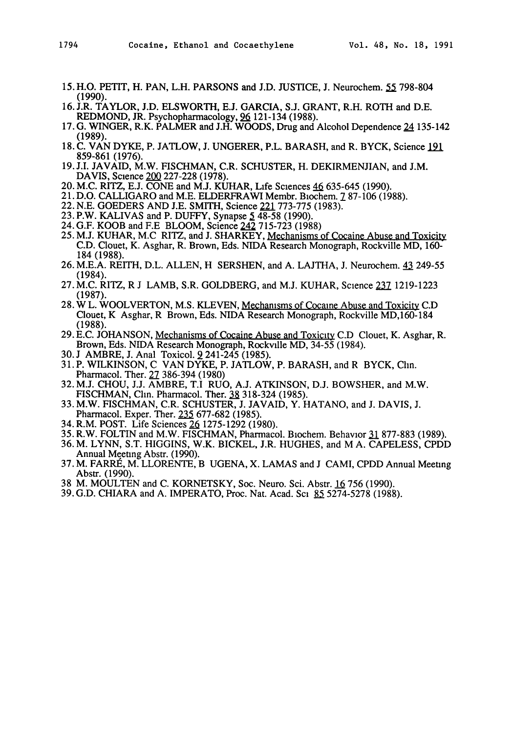15. H.O. PETIT, H. PAN, L.H. PARSONS and J.D. JUSTICE, J. Neurochem. 55 798-804 (1990).
16. J.R. TAYLOR, J.D. ELSWORTH, E.J. GARCIA, S.J. GRANT, R.H. ROTH and D.E. REDMOND, JR. Psychopharmacology, 96 121-134 (1988).
17. G. WINGER, R.K. PALMER and J.H. WOODS, Drug and Alcohol Dependence 24 135-142 (1989).
18. C. VAN DYKE, P. JATLOW, J. UNGERER, P.L. BARASH, and R. BYCK, Science 191 859-861 (1976).
19. J.I. JAVAID, M.W. FISCHMAN, C.R. SCHUSTER, H. DEKIRMENJIAN, and J.M. DAVIS, Science 200 227-228 (1978).
20. M.C. RITZ, E.J. CONE and M.J. KUHAR, Life Sciences 46 635-645 (1990).
21. D.O. CALLIGARO and M.E. ELDERFRAWI Membr. Biochem. 7 87-106 (1988).
22. N.E. GOEDERS AND J.E. SMITH, Science 221 773-775 (1983).
23. P.W. KALIVAS and P. DUFFY, Synapse 5 48-58 (1990).
24. G.F. KOOB and F.E BLOOM, Science 242 715-723 (1988)
25. M.J. KUHAR, M.C RITZ, and J. SHARKEY, Mechanisms of Cocaine Abuse and Toxicity C.D. Clouet, K. Asghar, R. Brown, Eds. NIDA Research Monograph, Rockville MD, 160-184 (1988).
26. M.E.A. REITH, D.L. ALLEN, H SERSHEN, and A. LAJTHA, J. Neurochem. 43 249-55 (1984).
27. M.C. RITZ, R J LAMB, S.R. GOLDBERG, and M.J. KUHAR, Science 237 1219-1223 (1987).
28. W L. WOOLVERTON, M.S. KLEVEN, Mechanisms of Cocaine Abuse and Toxicity C.D Clouet, K Asghar, R Brown, Eds. NIDA Research Monograph, Rockville MD,160-184 (1988).
29. E.C. JOHANSON, Mechanisms of Cocaine Abuse and Toxicity C.D Clouet, K. Asghar, R. Brown, Eds. NIDA Research Monograph, Rockville MD, 34-55 (1984).
30. J AMBRE, J. Anal Toxicol. 9 241-245 (1985).
31. P. WILKINSON, C VAN DYKE, P. JATLOW, P. BARASH, and R BYCK, Clin. Pharmacol. Ther. 27 386-394 (1980)
32. M.J. CHOU, J.J. AMBRE, T.I RUO, A.J. ATKINSON, D.J. BOWSHER, and M.W. FISCHMAN, Clin. Pharmacol. Ther. 38 318-324 (1985).
33. M.W. FISCHMAN, C.R. SCHUSTER, J. JAVAID, Y. HATANO, and J. DAVIS, J. Pharmacol. Exper. Ther. 235 677-682 (1985).
34. R.M. POST. Life Sciences 26 1275-1292 (1980).
35. R.W. FOLTIN and M.W. FISCHMAN, Pharmacol. Biochem. Behavior 31 877-883 (1989).
36. M. LYNN, S.T. HIGGINS, W.K. BICKEL, J.R. HUGHES, and M A. CAPELESS, CPDD Annual Meeting Abstr. (1990).
37. M. FARRÉ, M. LLORENTE, B UGENA, X. LAMAS and J CAMI, CPDD Annual Meeting Abstr. (1990).
38. M. MOULTEN and C. KORNETSKY, Soc. Neuro. Sci. Abstr. 16 756 (1990).
39. G.D. CHIARA and A. IMPERATO, Proc. Nat. Acad. Sci 85 5274-5278 (1988).